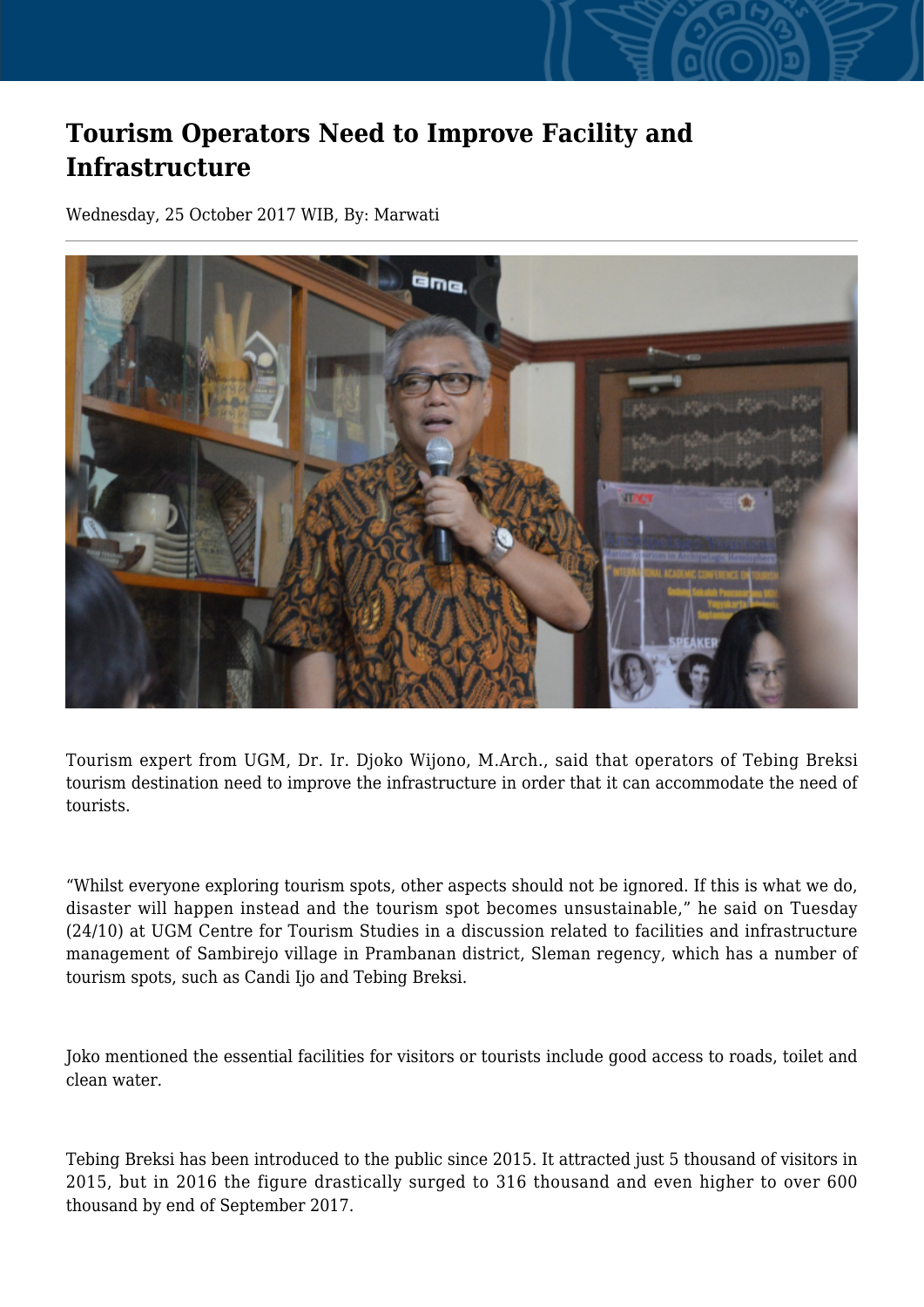# Tourism Operators Need to Improve Facility and Infrastructure

Wednesday, 25 October 2017 WIB, By: Marwati

---

Tourism expert from UGM, Dr. Ir. Djoko Wijono, M.Arch., said that operators of Tebing Breksi tourism destination need to improve the infrastructure in order that it can accommodate the need of tourists.

“Whilst everyone exploring tourism spots, other aspects should not be ignored. If this is what we do, disaster will happen instead and the tourism spot becomes unsustainable,” he said on Tuesday (24/10) at UGM Centre for Tourism Studies in a discussion related to facilities and infrastructure management of Sambirejo village in Prambanan district, Sleman regency, which has a number of tourism spots, such as Candi Ijo and Tebing Breksi.

Joko mentioned the essential facilities for visitors or tourists include good access to roads, toilet and clean water.

Tebing Breksi has been introduced to the public since 2015. It attracted just 5 thousand of visitors in 2015, but in 2016 the figure drastically surged to 316 thousand and even higher to over 600 thousand by end of September 2017.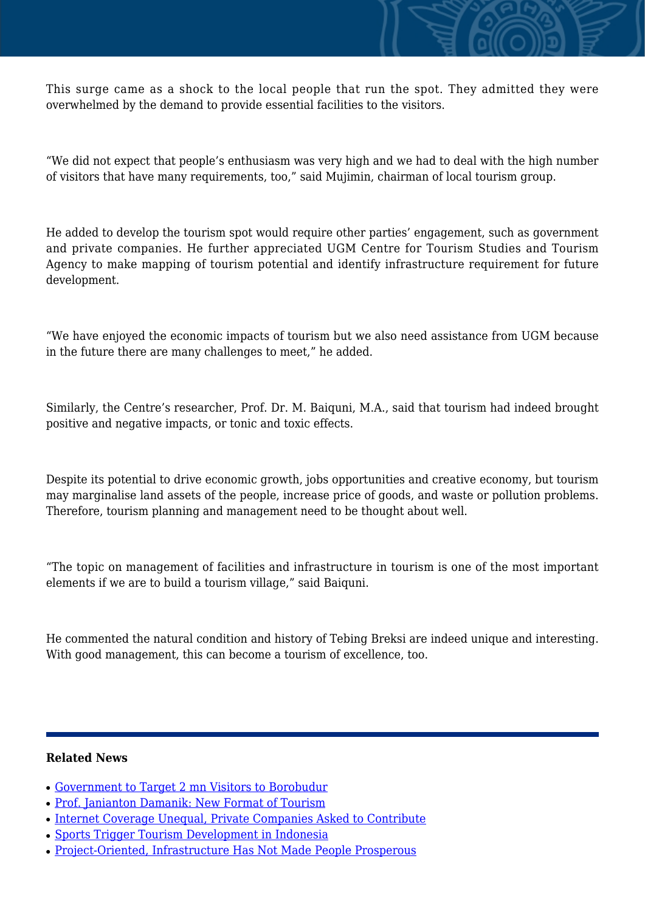This surge came as a shock to the local people that run the spot. They admitted they were overwhelmed by the demand to provide essential facilities to the visitors.

“We did not expect that people’s enthusiasm was very high and we had to deal with the high number of visitors that have many requirements, too,” said Mujimin, chairman of local tourism group.

He added to develop the tourism spot would require other parties’ engagement, such as government and private companies. He further appreciated UGM Centre for Tourism Studies and Tourism Agency to make mapping of tourism potential and identify infrastructure requirement for future development.

“We have enjoyed the economic impacts of tourism but we also need assistance from UGM because in the future there are many challenges to meet,” he added.

Similarly, the Centre’s researcher, Prof. Dr. M. Baiquni, M.A., said that tourism had indeed brought positive and negative impacts, or tonic and toxic effects.

Despite its potential to drive economic growth, jobs opportunities and creative economy, but tourism may marginalise land assets of the people, increase price of goods, and waste or pollution problems. Therefore, tourism planning and management need to be thought about well.

“The topic on management of facilities and infrastructure in tourism is one of the most important elements if we are to build a tourism village,” said Baiquni.

He commented the natural condition and history of Tebing Breksi are indeed unique and interesting. With good management, this can become a tourism of excellence, too.

---

**Related News**

- Government to Target 2 mn Visitors to Borobudur
- Prof. Janianton Damanik: New Format of Tourism
- Internet Coverage Unequal, Private Companies Asked to Contribute
- Sports Trigger Tourism Development in Indonesia
- Project-Oriented, Infrastructure Has Not Made People Prosperous